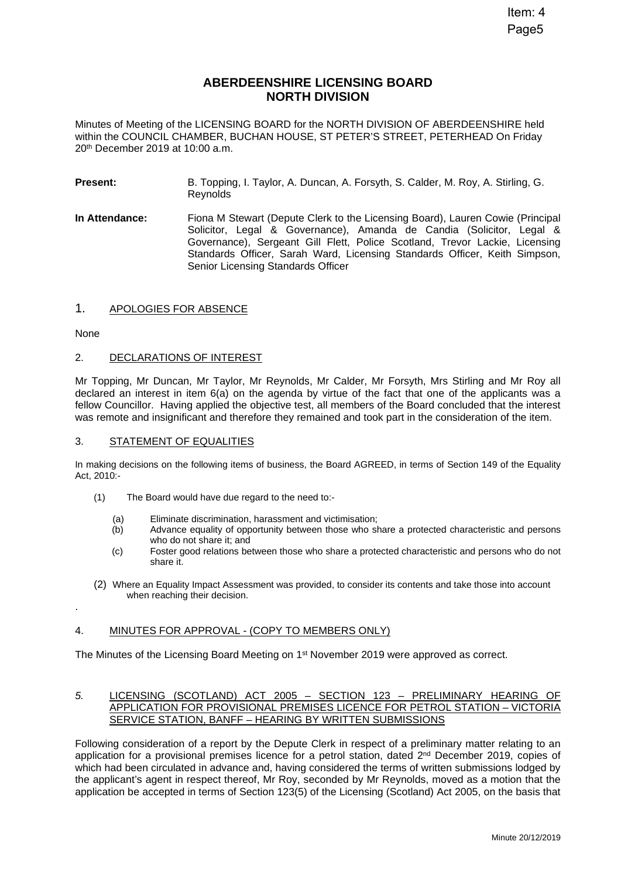Item: 4
Page5

# ABERDEENSHIRE LICENSING BOARD
# NORTH DIVISION

Minutes of Meeting of the LICENSING BOARD for the NORTH DIVISION OF ABERDEENSHIRE held within the COUNCIL CHAMBER, BUCHAN HOUSE, ST PETER'S STREET, PETERHEAD On Friday 20th December 2019 at 10:00 a.m.

**Present:** B. Topping, I. Taylor, A. Duncan, A. Forsyth, S. Calder, M. Roy, A. Stirling, G. Reynolds

**In Attendance:** Fiona M Stewart (Depute Clerk to the Licensing Board), Lauren Cowie (Principal Solicitor, Legal & Governance), Amanda de Candia (Solicitor, Legal & Governance), Sergeant Gill Flett, Police Scotland, Trevor Lackie, Licensing Standards Officer, Sarah Ward, Licensing Standards Officer, Keith Simpson, Senior Licensing Standards Officer

## 1. APOLOGIES FOR ABSENCE

None

## 2. DECLARATIONS OF INTEREST

Mr Topping, Mr Duncan, Mr Taylor, Mr Reynolds, Mr Calder, Mr Forsyth, Mrs Stirling and Mr Roy all declared an interest in item 6(a) on the agenda by virtue of the fact that one of the applicants was a fellow Councillor. Having applied the objective test, all members of the Board concluded that the interest was remote and insignificant and therefore they remained and took part in the consideration of the item.

## 3. STATEMENT OF EQUALITIES

In making decisions on the following items of business, the Board AGREED, in terms of Section 149 of the Equality Act, 2010:-

(1) The Board would have due regard to the need to:-

- (a) Eliminate discrimination, harassment and victimisation;
- (b) Advance equality of opportunity between those who share a protected characteristic and persons who do not share it; and
- (c) Foster good relations between those who share a protected characteristic and persons who do not share it.

(2) Where an Equality Impact Assessment was provided, to consider its contents and take those into account when reaching their decision.

## 4. MINUTES FOR APPROVAL - (COPY TO MEMBERS ONLY)

The Minutes of the Licensing Board Meeting on 1st November 2019 were approved as correct.

## 5. LICENSING (SCOTLAND) ACT 2005 – SECTION 123 – PRELIMINARY HEARING OF APPLICATION FOR PROVISIONAL PREMISES LICENCE FOR PETROL STATION – VICTORIA SERVICE STATION, BANFF – HEARING BY WRITTEN SUBMISSIONS

Following consideration of a report by the Depute Clerk in respect of a preliminary matter relating to an application for a provisional premises licence for a petrol station, dated 2nd December 2019, copies of which had been circulated in advance and, having considered the terms of written submissions lodged by the applicant's agent in respect thereof, Mr Roy, seconded by Mr Reynolds, moved as a motion that the application be accepted in terms of Section 123(5) of the Licensing (Scotland) Act 2005, on the basis that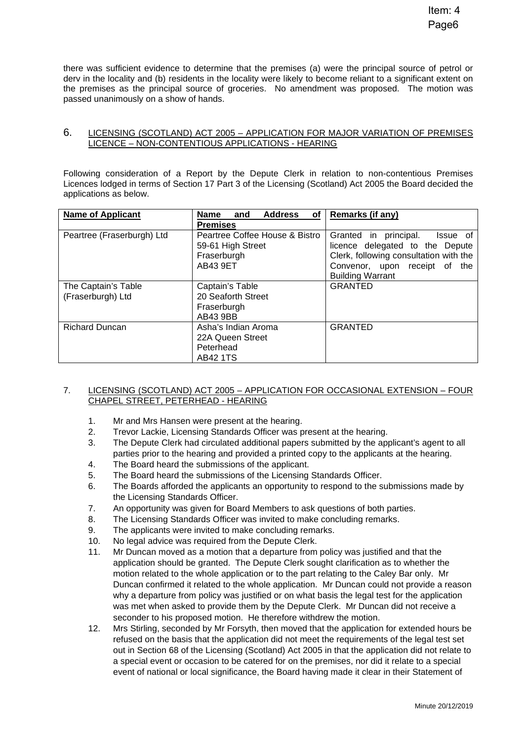there was sufficient evidence to determine that the premises (a) were the principal source of petrol or derv in the locality and (b) residents in the locality were likely to become reliant to a significant extent on the premises as the principal source of groceries. No amendment was proposed. The motion was passed unanimously on a show of hands.

## 6. LICENSING (SCOTLAND) ACT 2005 – APPLICATION FOR MAJOR VARIATION OF PREMISES LICENCE – NON-CONTENTIOUS APPLICATIONS - HEARING

Following consideration of a Report by the Depute Clerk in relation to non-contentious Premises Licences lodged in terms of Section 17 Part 3 of the Licensing (Scotland) Act 2005 the Board decided the applications as below.

| Name of Applicant | Name and Address of Premises | Remarks (if any) |
|---|---|---|
| Peartree (Fraserburgh) Ltd | Peartree Coffee House & Bistro<br>59-61 High Street<br>Fraserburgh<br>AB43 9ET | Granted in principal. Issue of licence delegated to the Depute Clerk, following consultation with the Convenor, upon receipt of the Building Warrant |
| The Captain's Table (Fraserburgh) Ltd | Captain's Table<br>20 Seaforth Street<br>Fraserburgh<br>AB43 9BB | GRANTED |
| Richard Duncan | Asha's Indian Aroma<br>22A Queen Street<br>Peterhead<br>AB42 1TS | GRANTED |

## 7. LICENSING (SCOTLAND) ACT 2005 – APPLICATION FOR OCCASIONAL EXTENSION – FOUR CHAPEL STREET, PETERHEAD - HEARING

1. Mr and Mrs Hansen were present at the hearing.
2. Trevor Lackie, Licensing Standards Officer was present at the hearing.
3. The Depute Clerk had circulated additional papers submitted by the applicant's agent to all parties prior to the hearing and provided a printed copy to the applicants at the hearing.
4. The Board heard the submissions of the applicant.
5. The Board heard the submissions of the Licensing Standards Officer.
6. The Boards afforded the applicants an opportunity to respond to the submissions made by the Licensing Standards Officer.
7. An opportunity was given for Board Members to ask questions of both parties.
8. The Licensing Standards Officer was invited to make concluding remarks.
9. The applicants were invited to make concluding remarks.
10. No legal advice was required from the Depute Clerk.
11. Mr Duncan moved as a motion that a departure from policy was justified and that the application should be granted. The Depute Clerk sought clarification as to whether the motion related to the whole application or to the part relating to the Caley Bar only. Mr Duncan confirmed it related to the whole application. Mr Duncan could not provide a reason why a departure from policy was justified or on what basis the legal test for the application was met when asked to provide them by the Depute Clerk. Mr Duncan did not receive a seconder to his proposed motion. He therefore withdrew the motion.
12. Mrs Stirling, seconded by Mr Forsyth, then moved that the application for extended hours be refused on the basis that the application did not meet the requirements of the legal test set out in Section 68 of the Licensing (Scotland) Act 2005 in that the application did not relate to a special event or occasion to be catered for on the premises, nor did it relate to a special event of national or local significance, the Board having made it clear in their Statement of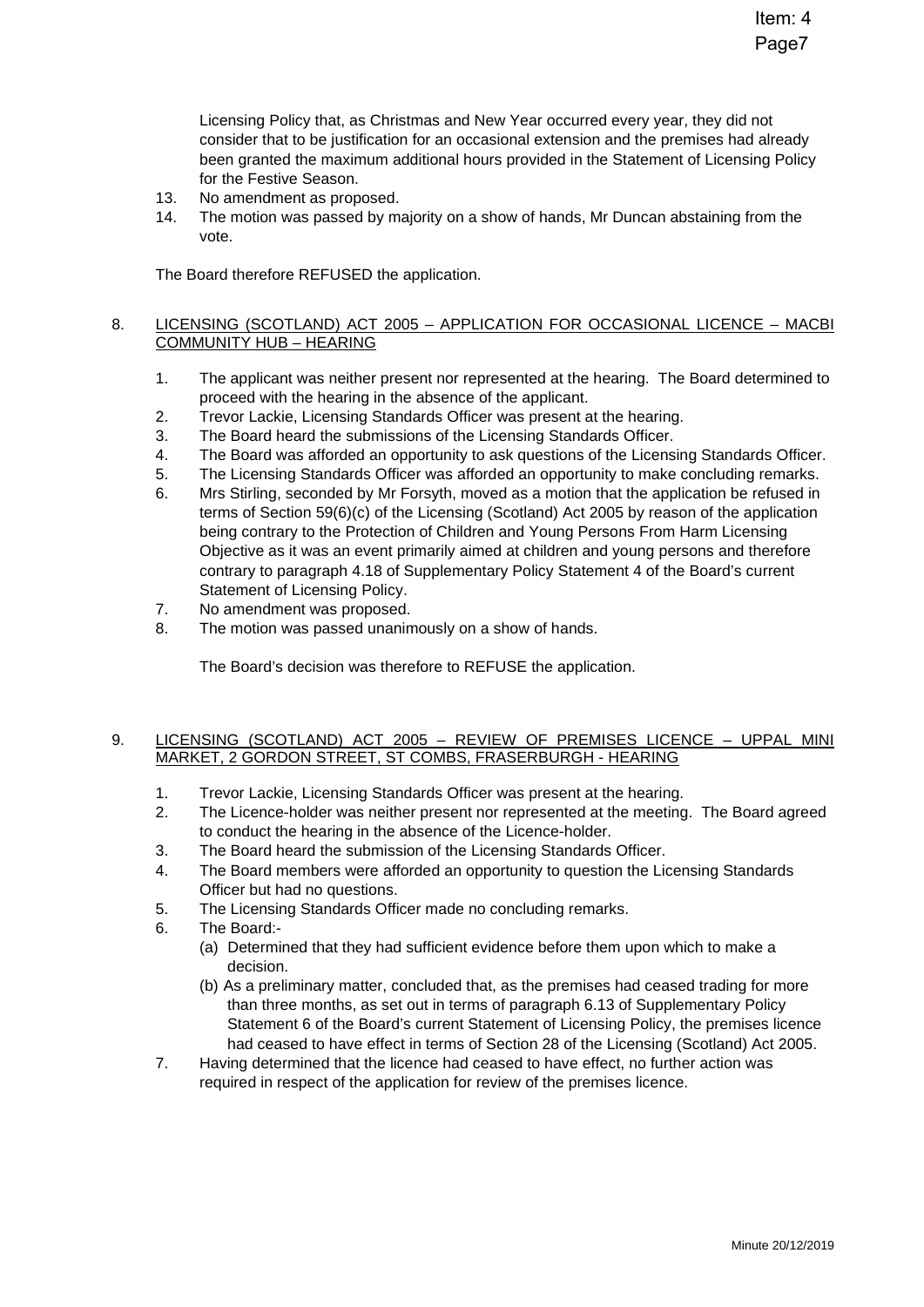Licensing Policy that, as Christmas and New Year occurred every year, they did not consider that to be justification for an occasional extension and the premises had already been granted the maximum additional hours provided in the Statement of Licensing Policy for the Festive Season.

13. No amendment as proposed.
14. The motion was passed by majority on a show of hands, Mr Duncan abstaining from the vote.

The Board therefore REFUSED the application.

## 8. LICENSING (SCOTLAND) ACT 2005 – APPLICATION FOR OCCASIONAL LICENCE – MACBI COMMUNITY HUB – HEARING

1. The applicant was neither present nor represented at the hearing. The Board determined to proceed with the hearing in the absence of the applicant.
2. Trevor Lackie, Licensing Standards Officer was present at the hearing.
3. The Board heard the submissions of the Licensing Standards Officer.
4. The Board was afforded an opportunity to ask questions of the Licensing Standards Officer.
5. The Licensing Standards Officer was afforded an opportunity to make concluding remarks.
6. Mrs Stirling, seconded by Mr Forsyth, moved as a motion that the application be refused in terms of Section 59(6)(c) of the Licensing (Scotland) Act 2005 by reason of the application being contrary to the Protection of Children and Young Persons From Harm Licensing Objective as it was an event primarily aimed at children and young persons and therefore contrary to paragraph 4.18 of Supplementary Policy Statement 4 of the Board's current Statement of Licensing Policy.
7. No amendment was proposed.
8. The motion was passed unanimously on a show of hands.

The Board's decision was therefore to REFUSE the application.

## 9. LICENSING (SCOTLAND) ACT 2005 – REVIEW OF PREMISES LICENCE – UPPAL MINI MARKET, 2 GORDON STREET, ST COMBS, FRASERBURGH - HEARING

1. Trevor Lackie, Licensing Standards Officer was present at the hearing.
2. The Licence-holder was neither present nor represented at the meeting. The Board agreed to conduct the hearing in the absence of the Licence-holder.
3. The Board heard the submission of the Licensing Standards Officer.
4. The Board members were afforded an opportunity to question the Licensing Standards Officer but had no questions.
5. The Licensing Standards Officer made no concluding remarks.
6. The Board:-
   - (a) Determined that they had sufficient evidence before them upon which to make a decision.
   - (b) As a preliminary matter, concluded that, as the premises had ceased trading for more than three months, as set out in terms of paragraph 6.13 of Supplementary Policy Statement 6 of the Board's current Statement of Licensing Policy, the premises licence had ceased to have effect in terms of Section 28 of the Licensing (Scotland) Act 2005.
7. Having determined that the licence had ceased to have effect, no further action was required in respect of the application for review of the premises licence.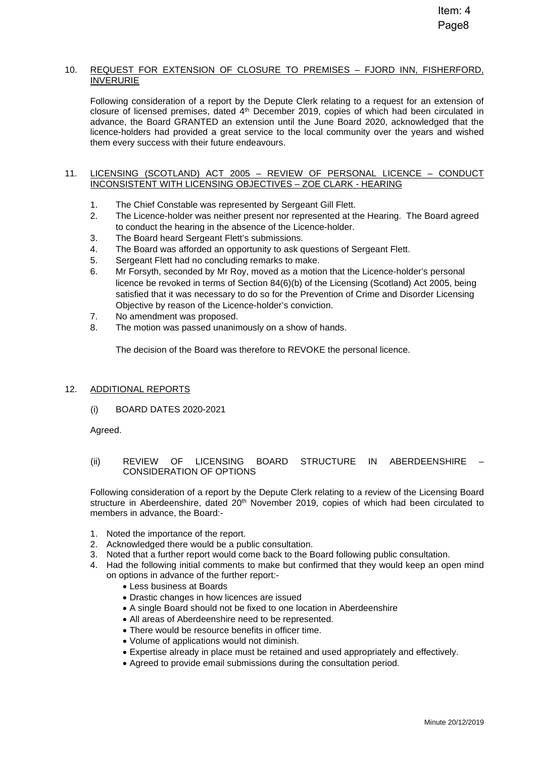## 10. REQUEST FOR EXTENSION OF CLOSURE TO PREMISES – FJORD INN, FISHERFORD, INVERURIE

Following consideration of a report by the Depute Clerk relating to a request for an extension of closure of licensed premises, dated 4th December 2019, copies of which had been circulated in advance, the Board GRANTED an extension until the June Board 2020, acknowledged that the licence-holders had provided a great service to the local community over the years and wished them every success with their future endeavours.

## 11. LICENSING (SCOTLAND) ACT 2005 – REVIEW OF PERSONAL LICENCE – CONDUCT INCONSISTENT WITH LICENSING OBJECTIVES – ZOE CLARK - HEARING

1. The Chief Constable was represented by Sergeant Gill Flett.
2. The Licence-holder was neither present nor represented at the Hearing. The Board agreed to conduct the hearing in the absence of the Licence-holder.
3. The Board heard Sergeant Flett's submissions.
4. The Board was afforded an opportunity to ask questions of Sergeant Flett.
5. Sergeant Flett had no concluding remarks to make.
6. Mr Forsyth, seconded by Mr Roy, moved as a motion that the Licence-holder's personal licence be revoked in terms of Section 84(6)(b) of the Licensing (Scotland) Act 2005, being satisfied that it was necessary to do so for the Prevention of Crime and Disorder Licensing Objective by reason of the Licence-holder's conviction.
7. No amendment was proposed.
8. The motion was passed unanimously on a show of hands.

The decision of the Board was therefore to REVOKE the personal licence.

## 12. ADDITIONAL REPORTS

(i) BOARD DATES 2020-2021

Agreed.

(ii) REVIEW OF LICENSING BOARD STRUCTURE IN ABERDEENSHIRE – CONSIDERATION OF OPTIONS

Following consideration of a report by the Depute Clerk relating to a review of the Licensing Board structure in Aberdeenshire, dated 20th November 2019, copies of which had been circulated to members in advance, the Board:-

1. Noted the importance of the report.
2. Acknowledged there would be a public consultation.
3. Noted that a further report would come back to the Board following public consultation.
4. Had the following initial comments to make but confirmed that they would keep an open mind on options in advance of the further report:-
   - Less business at Boards
   - Drastic changes in how licences are issued
   - A single Board should not be fixed to one location in Aberdeenshire
   - All areas of Aberdeenshire need to be represented.
   - There would be resource benefits in officer time.
   - Volume of applications would not diminish.
   - Expertise already in place must be retained and used appropriately and effectively.
   - Agreed to provide email submissions during the consultation period.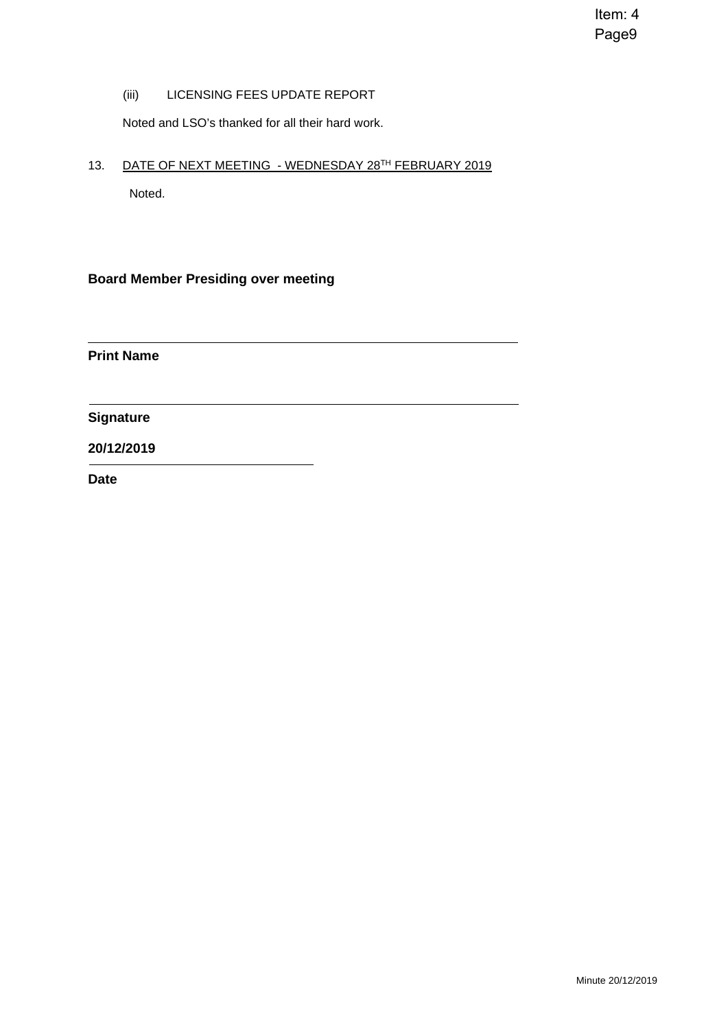(iii) LICENSING FEES UPDATE REPORT

Noted and LSO's thanked for all their hard work.

13. <u>DATE OF NEXT MEETING - WEDNESDAY 28TH FEBRUARY 2019</u>

Noted.

**Board Member Presiding over meeting**

\_\_\_\_\_\_\_\_\_\_\_\_\_\_\_\_\_\_\_\_\_\_\_\_\_\_\_\_\_\_\_\_\_\_\_\_\_\_\_\_

**Print Name**

\_\_\_\_\_\_\_\_\_\_\_\_\_\_\_\_\_\_\_\_\_\_\_\_\_\_\_\_\_\_\_\_\_\_\_\_\_\_\_\_

**Signature**

**20/12/2019**

\_\_\_\_\_\_\_\_\_\_\_\_\_\_\_\_\_\_\_\_

**Date**